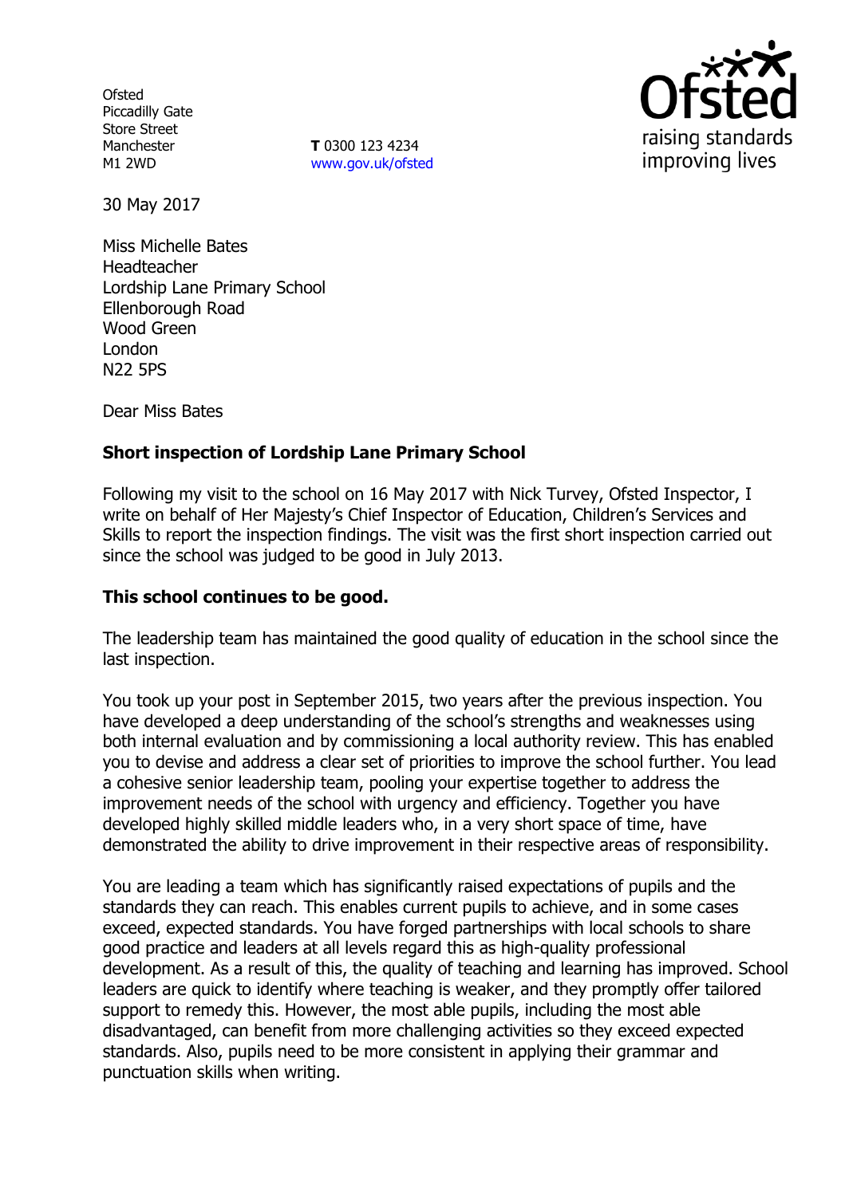Ofsted
Piccadilly Gate
Store Street
Manchester
M1 2WD

**T** 0300 123 4234
www.gov.uk/ofsted

30 May 2017

Miss Michelle Bates
Headteacher
Lordship Lane Primary School
Ellenborough Road
Wood Green
London
N22 5PS

Dear Miss Bates

**Short inspection of Lordship Lane Primary School**

Following my visit to the school on 16 May 2017 with Nick Turvey, Ofsted Inspector, I write on behalf of Her Majesty's Chief Inspector of Education, Children's Services and Skills to report the inspection findings. The visit was the first short inspection carried out since the school was judged to be good in July 2013.

**This school continues to be good.**

The leadership team has maintained the good quality of education in the school since the last inspection.

You took up your post in September 2015, two years after the previous inspection. You have developed a deep understanding of the school's strengths and weaknesses using both internal evaluation and by commissioning a local authority review. This has enabled you to devise and address a clear set of priorities to improve the school further. You lead a cohesive senior leadership team, pooling your expertise together to address the improvement needs of the school with urgency and efficiency. Together you have developed highly skilled middle leaders who, in a very short space of time, have demonstrated the ability to drive improvement in their respective areas of responsibility.

You are leading a team which has significantly raised expectations of pupils and the standards they can reach. This enables current pupils to achieve, and in some cases exceed, expected standards. You have forged partnerships with local schools to share good practice and leaders at all levels regard this as high-quality professional development. As a result of this, the quality of teaching and learning has improved. School leaders are quick to identify where teaching is weaker, and they promptly offer tailored support to remedy this. However, the most able pupils, including the most able disadvantaged, can benefit from more challenging activities so they exceed expected standards. Also, pupils need to be more consistent in applying their grammar and punctuation skills when writing.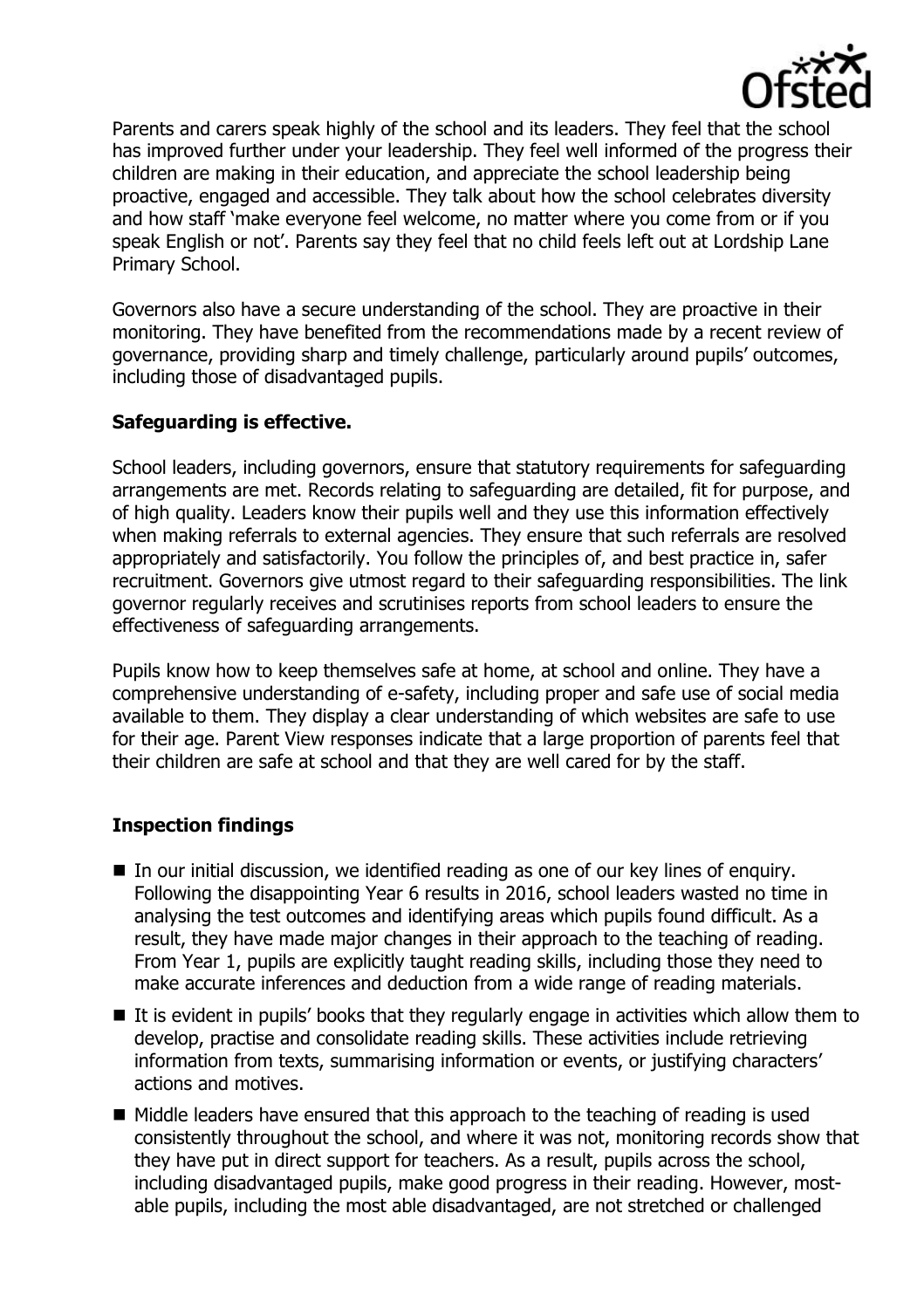Parents and carers speak highly of the school and its leaders. They feel that the school has improved further under your leadership. They feel well informed of the progress their children are making in their education, and appreciate the school leadership being proactive, engaged and accessible. They talk about how the school celebrates diversity and how staff 'make everyone feel welcome, no matter where you come from or if you speak English or not'. Parents say they feel that no child feels left out at Lordship Lane Primary School.

Governors also have a secure understanding of the school. They are proactive in their monitoring. They have benefited from the recommendations made by a recent review of governance, providing sharp and timely challenge, particularly around pupils' outcomes, including those of disadvantaged pupils.

**Safeguarding is effective.**

School leaders, including governors, ensure that statutory requirements for safeguarding arrangements are met. Records relating to safeguarding are detailed, fit for purpose, and of high quality. Leaders know their pupils well and they use this information effectively when making referrals to external agencies. They ensure that such referrals are resolved appropriately and satisfactorily. You follow the principles of, and best practice in, safer recruitment. Governors give utmost regard to their safeguarding responsibilities. The link governor regularly receives and scrutinises reports from school leaders to ensure the effectiveness of safeguarding arrangements.

Pupils know how to keep themselves safe at home, at school and online. They have a comprehensive understanding of e-safety, including proper and safe use of social media available to them. They display a clear understanding of which websites are safe to use for their age. Parent View responses indicate that a large proportion of parents feel that their children are safe at school and that they are well cared for by the staff.

## Inspection findings

- In our initial discussion, we identified reading as one of our key lines of enquiry. Following the disappointing Year 6 results in 2016, school leaders wasted no time in analysing the test outcomes and identifying areas which pupils found difficult. As a result, they have made major changes in their approach to the teaching of reading. From Year 1, pupils are explicitly taught reading skills, including those they need to make accurate inferences and deduction from a wide range of reading materials.
- It is evident in pupils' books that they regularly engage in activities which allow them to develop, practise and consolidate reading skills. These activities include retrieving information from texts, summarising information or events, or justifying characters' actions and motives.
- Middle leaders have ensured that this approach to the teaching of reading is used consistently throughout the school, and where it was not, monitoring records show that they have put in direct support for teachers. As a result, pupils across the school, including disadvantaged pupils, make good progress in their reading. However, most-able pupils, including the most able disadvantaged, are not stretched or challenged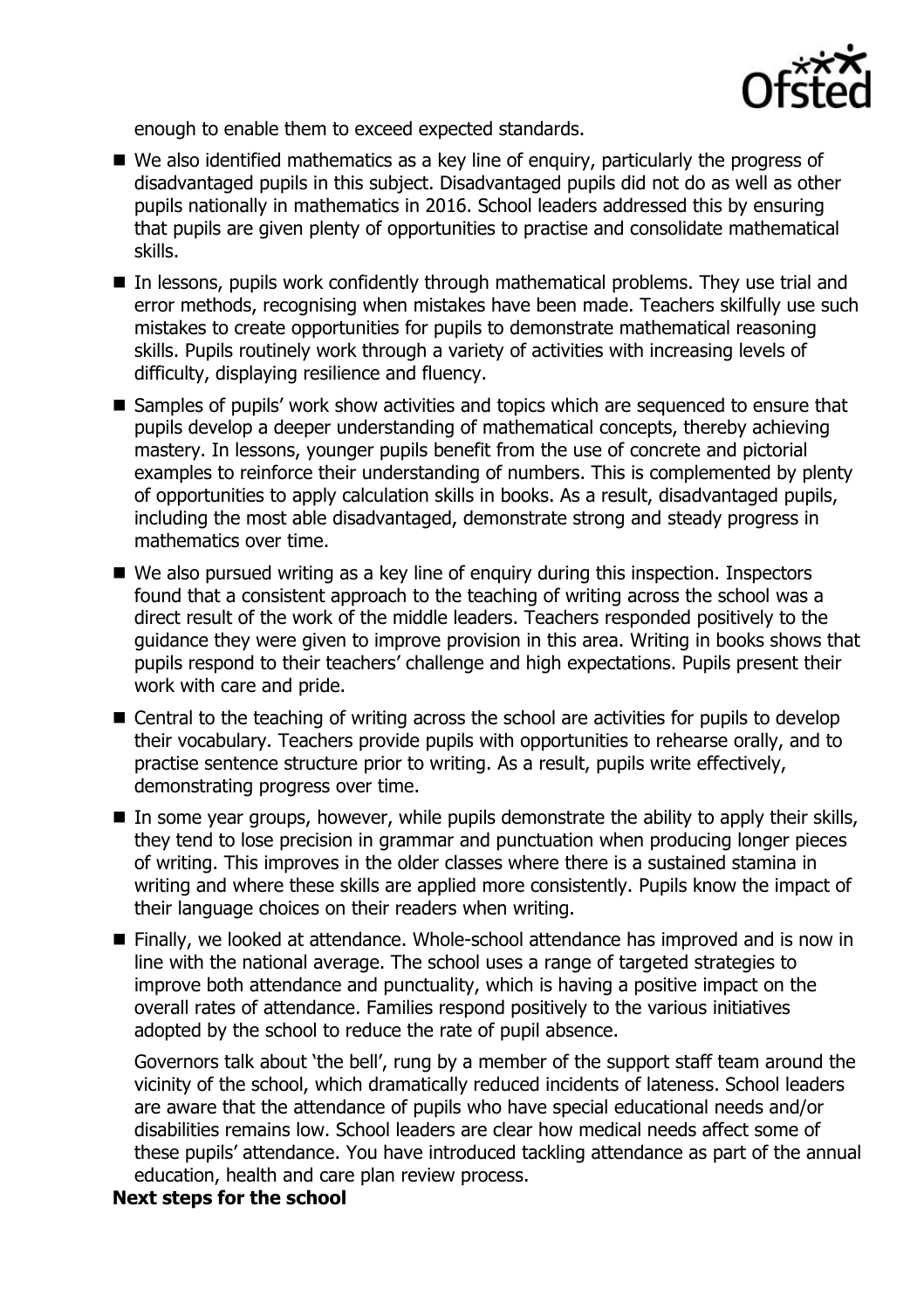enough to enable them to exceed expected standards.

- We also identified mathematics as a key line of enquiry, particularly the progress of disadvantaged pupils in this subject. Disadvantaged pupils did not do as well as other pupils nationally in mathematics in 2016. School leaders addressed this by ensuring that pupils are given plenty of opportunities to practise and consolidate mathematical skills.
- In lessons, pupils work confidently through mathematical problems. They use trial and error methods, recognising when mistakes have been made. Teachers skilfully use such mistakes to create opportunities for pupils to demonstrate mathematical reasoning skills. Pupils routinely work through a variety of activities with increasing levels of difficulty, displaying resilience and fluency.
- Samples of pupils' work show activities and topics which are sequenced to ensure that pupils develop a deeper understanding of mathematical concepts, thereby achieving mastery. In lessons, younger pupils benefit from the use of concrete and pictorial examples to reinforce their understanding of numbers. This is complemented by plenty of opportunities to apply calculation skills in books. As a result, disadvantaged pupils, including the most able disadvantaged, demonstrate strong and steady progress in mathematics over time.
- We also pursued writing as a key line of enquiry during this inspection. Inspectors found that a consistent approach to the teaching of writing across the school was a direct result of the work of the middle leaders. Teachers responded positively to the guidance they were given to improve provision in this area. Writing in books shows that pupils respond to their teachers' challenge and high expectations. Pupils present their work with care and pride.
- Central to the teaching of writing across the school are activities for pupils to develop their vocabulary. Teachers provide pupils with opportunities to rehearse orally, and to practise sentence structure prior to writing. As a result, pupils write effectively, demonstrating progress over time.
- In some year groups, however, while pupils demonstrate the ability to apply their skills, they tend to lose precision in grammar and punctuation when producing longer pieces of writing. This improves in the older classes where there is a sustained stamina in writing and where these skills are applied more consistently. Pupils know the impact of their language choices on their readers when writing.
- Finally, we looked at attendance. Whole-school attendance has improved and is now in line with the national average. The school uses a range of targeted strategies to improve both attendance and punctuality, which is having a positive impact on the overall rates of attendance. Families respond positively to the various initiatives adopted by the school to reduce the rate of pupil absence.

  Governors talk about 'the bell', rung by a member of the support staff team around the vicinity of the school, which dramatically reduced incidents of lateness. School leaders are aware that the attendance of pupils who have special educational needs and/or disabilities remains low. School leaders are clear how medical needs affect some of these pupils' attendance. You have introduced tackling attendance as part of the annual education, health and care plan review process.

**Next steps for the school**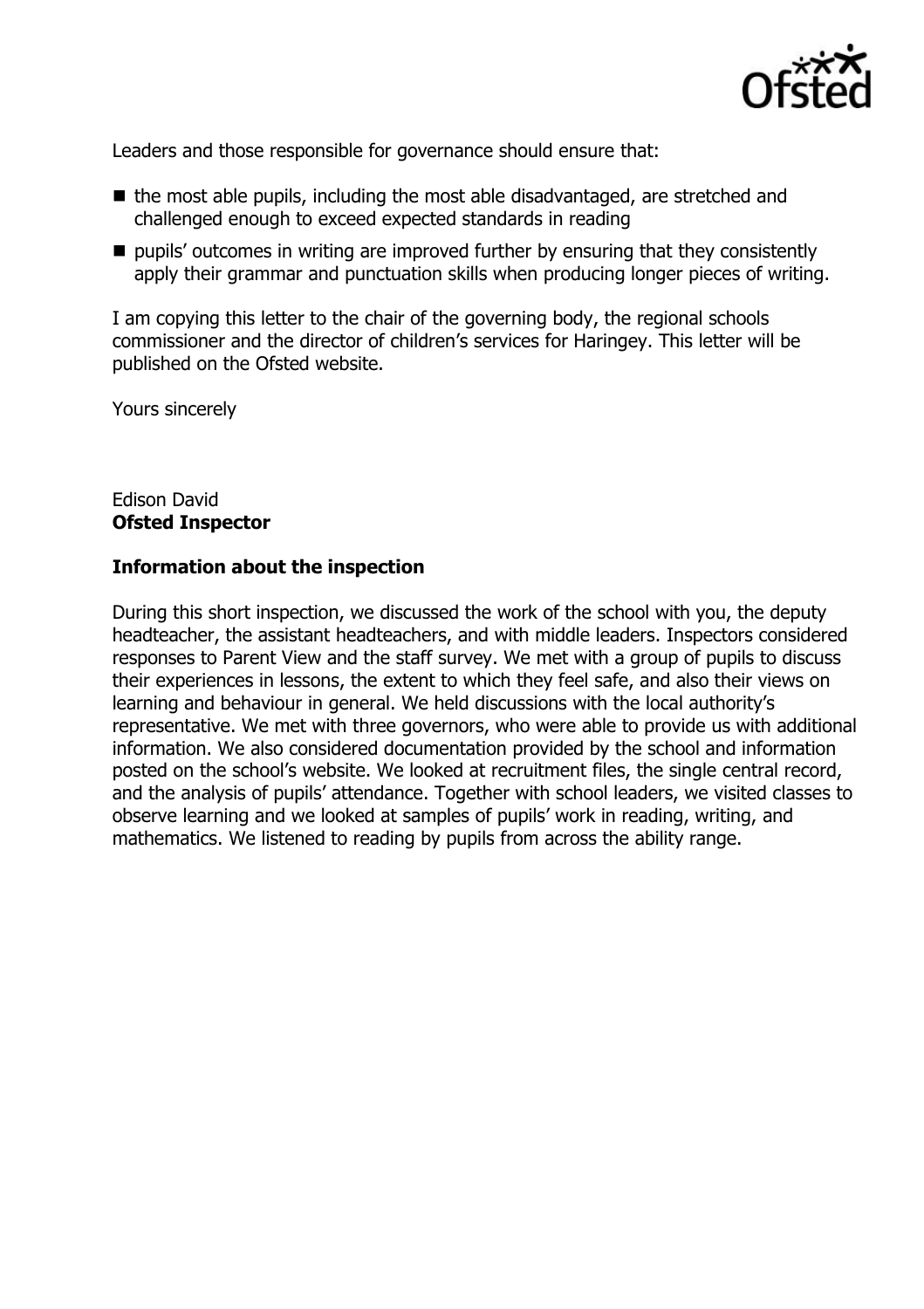Leaders and those responsible for governance should ensure that:

- the most able pupils, including the most able disadvantaged, are stretched and challenged enough to exceed expected standards in reading
- pupils' outcomes in writing are improved further by ensuring that they consistently apply their grammar and punctuation skills when producing longer pieces of writing.

I am copying this letter to the chair of the governing body, the regional schools commissioner and the director of children's services for Haringey. This letter will be published on the Ofsted website.

Yours sincerely

Edison David
**Ofsted Inspector**

## Information about the inspection

During this short inspection, we discussed the work of the school with you, the deputy headteacher, the assistant headteachers, and with middle leaders. Inspectors considered responses to Parent View and the staff survey. We met with a group of pupils to discuss their experiences in lessons, the extent to which they feel safe, and also their views on learning and behaviour in general. We held discussions with the local authority's representative. We met with three governors, who were able to provide us with additional information. We also considered documentation provided by the school and information posted on the school's website. We looked at recruitment files, the single central record, and the analysis of pupils' attendance. Together with school leaders, we visited classes to observe learning and we looked at samples of pupils' work in reading, writing, and mathematics. We listened to reading by pupils from across the ability range.